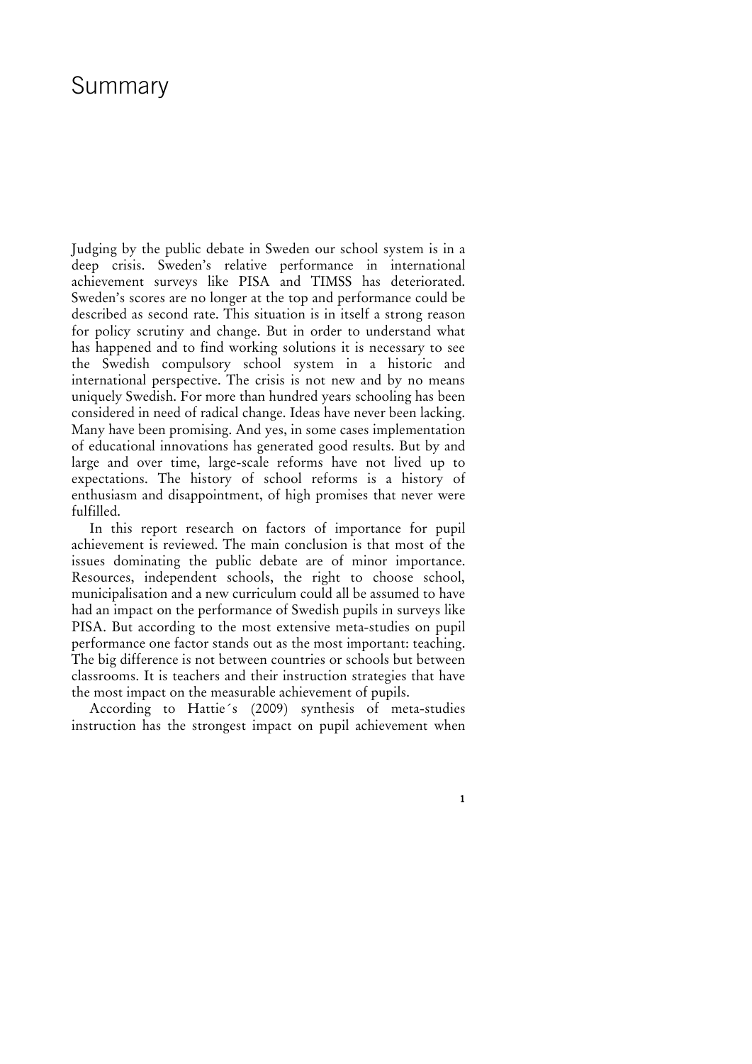# Summary

Judging by the public debate in Sweden our school system is in a deep crisis. Sweden's relative performance in international achievement surveys like PISA and TIMSS has deteriorated. Sweden's scores are no longer at the top and performance could be described as second rate. This situation is in itself a strong reason for policy scrutiny and change. But in order to understand what has happened and to find working solutions it is necessary to see the Swedish compulsory school system in a historic and international perspective. The crisis is not new and by no means uniquely Swedish. For more than hundred years schooling has been considered in need of radical change. Ideas have never been lacking. Many have been promising. And yes, in some cases implementation of educational innovations has generated good results. But by and large and over time, large-scale reforms have not lived up to expectations. The history of school reforms is a history of enthusiasm and disappointment, of high promises that never were fulfilled.

In this report research on factors of importance for pupil achievement is reviewed. The main conclusion is that most of the issues dominating the public debate are of minor importance. Resources, independent schools, the right to choose school, municipalisation and a new curriculum could all be assumed to have had an impact on the performance of Swedish pupils in surveys like PISA. But according to the most extensive meta-studies on pupil performance one factor stands out as the most important: teaching. The big difference is not between countries or schools but between classrooms. It is teachers and their instruction strategies that have the most impact on the measurable achievement of pupils.

According to Hattie´s (2009) synthesis of meta-studies instruction has the strongest impact on pupil achievement when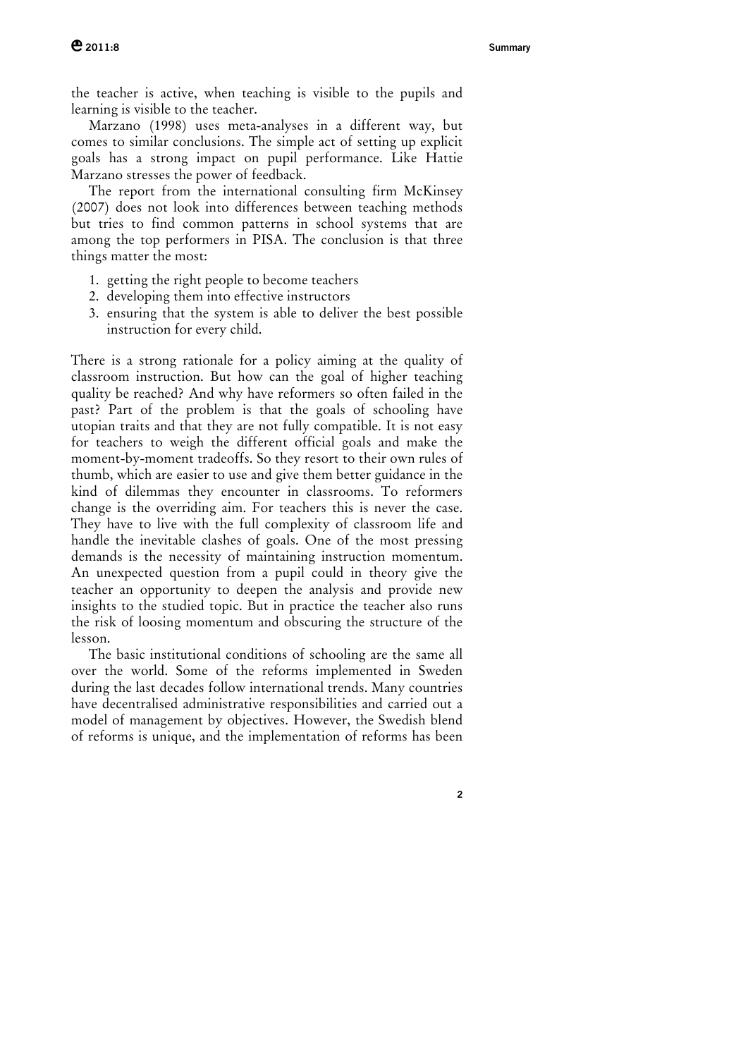the teacher is active, when teaching is visible to the pupils and learning is visible to the teacher.

Marzano (1998) uses meta-analyses in a different way, but comes to similar conclusions. The simple act of setting up explicit goals has a strong impact on pupil performance. Like Hattie Marzano stresses the power of feedback.

The report from the international consulting firm McKinsey (2007) does not look into differences between teaching methods but tries to find common patterns in school systems that are among the top performers in PISA. The conclusion is that three things matter the most:

1. getting the right people to become teachers
2. developing them into effective instructors
3. ensuring that the system is able to deliver the best possible instruction for every child.

There is a strong rationale for a policy aiming at the quality of classroom instruction. But how can the goal of higher teaching quality be reached? And why have reformers so often failed in the past? Part of the problem is that the goals of schooling have utopian traits and that they are not fully compatible. It is not easy for teachers to weigh the different official goals and make the moment-by-moment tradeoffs. So they resort to their own rules of thumb, which are easier to use and give them better guidance in the kind of dilemmas they encounter in classrooms. To reformers change is the overriding aim. For teachers this is never the case. They have to live with the full complexity of classroom life and handle the inevitable clashes of goals. One of the most pressing demands is the necessity of maintaining instruction momentum. An unexpected question from a pupil could in theory give the teacher an opportunity to deepen the analysis and provide new insights to the studied topic. But in practice the teacher also runs the risk of loosing momentum and obscuring the structure of the lesson.

The basic institutional conditions of schooling are the same all over the world. Some of the reforms implemented in Sweden during the last decades follow international trends. Many countries have decentralised administrative responsibilities and carried out a model of management by objectives. However, the Swedish blend of reforms is unique, and the implementation of reforms has been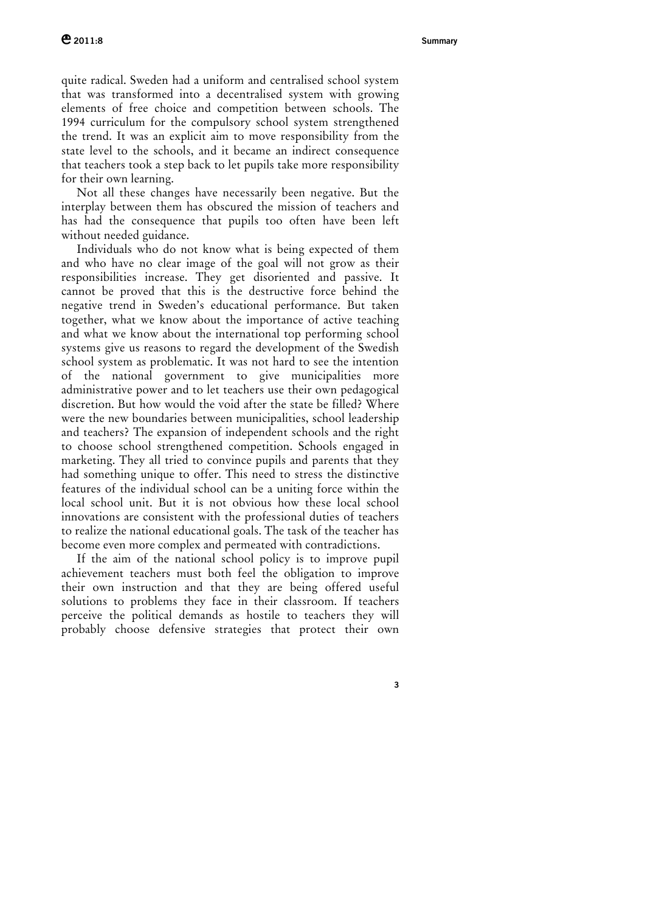quite radical. Sweden had a uniform and centralised school system that was transformed into a decentralised system with growing elements of free choice and competition between schools. The 1994 curriculum for the compulsory school system strengthened the trend. It was an explicit aim to move responsibility from the state level to the schools, and it became an indirect consequence that teachers took a step back to let pupils take more responsibility for their own learning.

Not all these changes have necessarily been negative. But the interplay between them has obscured the mission of teachers and has had the consequence that pupils too often have been left without needed guidance.

Individuals who do not know what is being expected of them and who have no clear image of the goal will not grow as their responsibilities increase. They get disoriented and passive. It cannot be proved that this is the destructive force behind the negative trend in Sweden's educational performance. But taken together, what we know about the importance of active teaching and what we know about the international top performing school systems give us reasons to regard the development of the Swedish school system as problematic. It was not hard to see the intention of the national government to give municipalities more administrative power and to let teachers use their own pedagogical discretion. But how would the void after the state be filled? Where were the new boundaries between municipalities, school leadership and teachers? The expansion of independent schools and the right to choose school strengthened competition. Schools engaged in marketing. They all tried to convince pupils and parents that they had something unique to offer. This need to stress the distinctive features of the individual school can be a uniting force within the local school unit. But it is not obvious how these local school innovations are consistent with the professional duties of teachers to realize the national educational goals. The task of the teacher has become even more complex and permeated with contradictions.

If the aim of the national school policy is to improve pupil achievement teachers must both feel the obligation to improve their own instruction and that they are being offered useful solutions to problems they face in their classroom. If teachers perceive the political demands as hostile to teachers they will probably choose defensive strategies that protect their own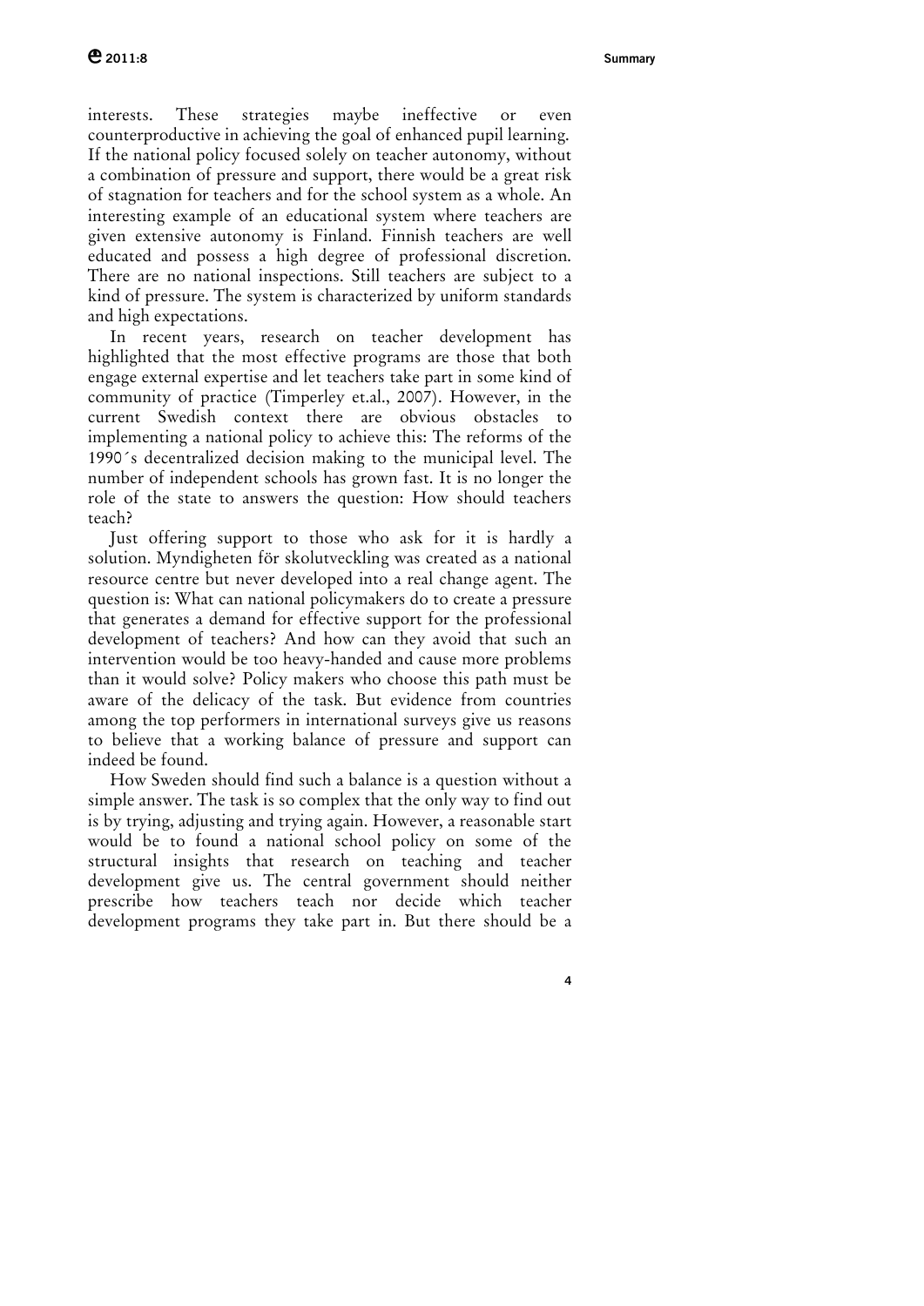interests. These strategies maybe ineffective or even counterproductive in achieving the goal of enhanced pupil learning. If the national policy focused solely on teacher autonomy, without a combination of pressure and support, there would be a great risk of stagnation for teachers and for the school system as a whole. An interesting example of an educational system where teachers are given extensive autonomy is Finland. Finnish teachers are well educated and possess a high degree of professional discretion. There are no national inspections. Still teachers are subject to a kind of pressure. The system is characterized by uniform standards and high expectations.

In recent years, research on teacher development has highlighted that the most effective programs are those that both engage external expertise and let teachers take part in some kind of community of practice (Timperley et.al., 2007). However, in the current Swedish context there are obvious obstacles to implementing a national policy to achieve this: The reforms of the 1990´s decentralized decision making to the municipal level. The number of independent schools has grown fast. It is no longer the role of the state to answers the question: How should teachers teach?

Just offering support to those who ask for it is hardly a solution. Myndigheten för skolutveckling was created as a national resource centre but never developed into a real change agent. The question is: What can national policymakers do to create a pressure that generates a demand for effective support for the professional development of teachers? And how can they avoid that such an intervention would be too heavy-handed and cause more problems than it would solve? Policy makers who choose this path must be aware of the delicacy of the task. But evidence from countries among the top performers in international surveys give us reasons to believe that a working balance of pressure and support can indeed be found.

How Sweden should find such a balance is a question without a simple answer. The task is so complex that the only way to find out is by trying, adjusting and trying again. However, a reasonable start would be to found a national school policy on some of the structural insights that research on teaching and teacher development give us. The central government should neither prescribe how teachers teach nor decide which teacher development programs they take part in. But there should be a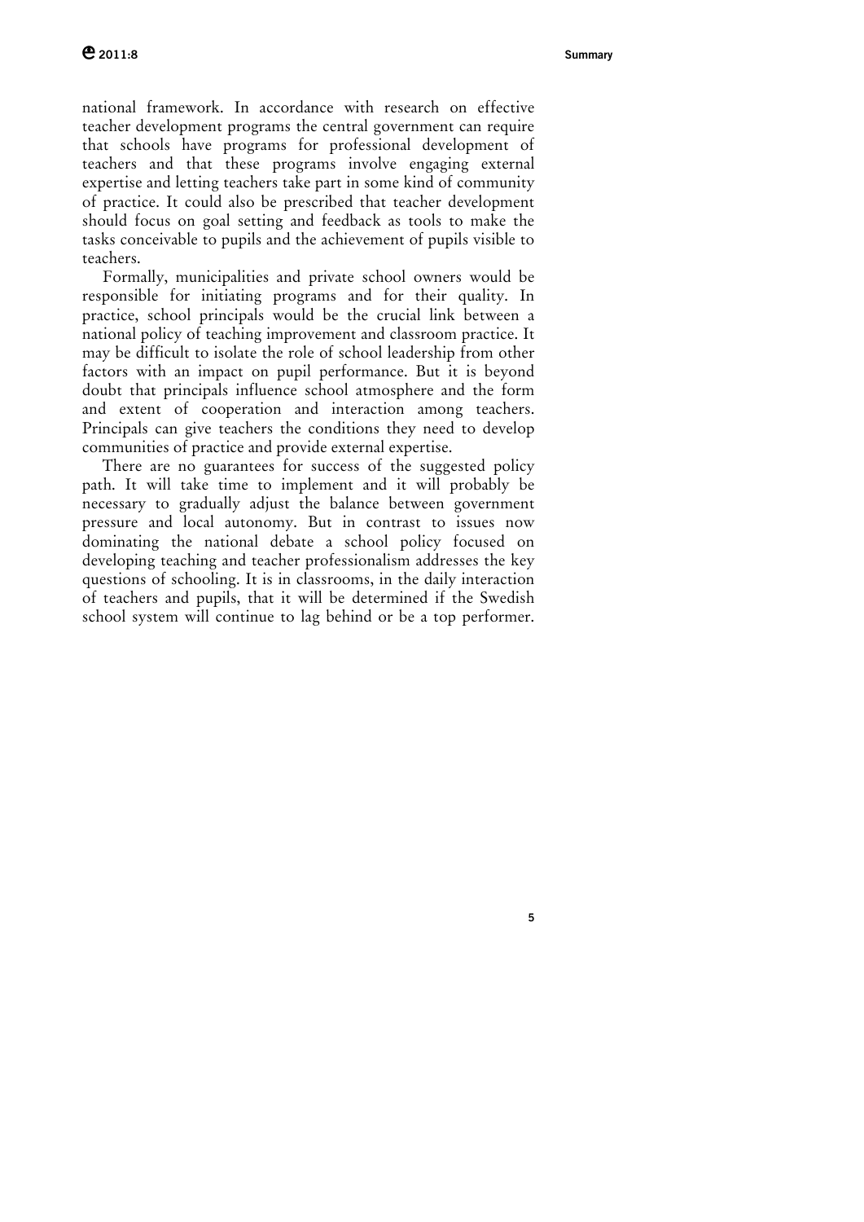national framework. In accordance with research on effective teacher development programs the central government can require that schools have programs for professional development of teachers and that these programs involve engaging external expertise and letting teachers take part in some kind of community of practice. It could also be prescribed that teacher development should focus on goal setting and feedback as tools to make the tasks conceivable to pupils and the achievement of pupils visible to teachers.

Formally, municipalities and private school owners would be responsible for initiating programs and for their quality. In practice, school principals would be the crucial link between a national policy of teaching improvement and classroom practice. It may be difficult to isolate the role of school leadership from other factors with an impact on pupil performance. But it is beyond doubt that principals influence school atmosphere and the form and extent of cooperation and interaction among teachers. Principals can give teachers the conditions they need to develop communities of practice and provide external expertise.

There are no guarantees for success of the suggested policy path. It will take time to implement and it will probably be necessary to gradually adjust the balance between government pressure and local autonomy. But in contrast to issues now dominating the national debate a school policy focused on developing teaching and teacher professionalism addresses the key questions of schooling. It is in classrooms, in the daily interaction of teachers and pupils, that it will be determined if the Swedish school system will continue to lag behind or be a top performer.